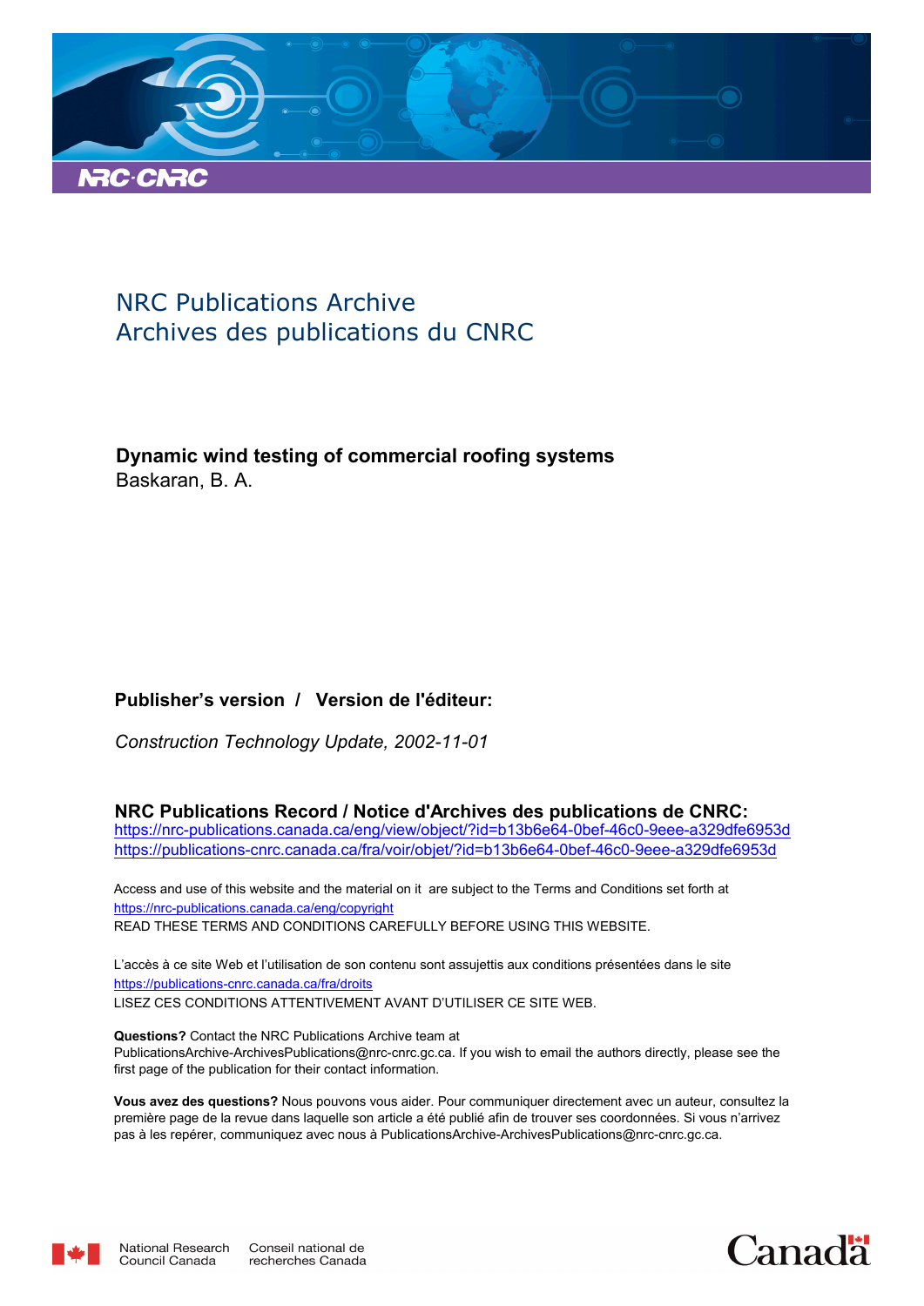NRC Publications Archive
Archives des publications du CNRC

**Dynamic wind testing of commercial roofing systems**
Baskaran, B. A.

**Publisher's version / Version de l'éditeur:**

*Construction Technology Update, 2002-11-01*

**NRC Publications Record / Notice d'Archives des publications de CNRC:**
https://nrc-publications.canada.ca/eng/view/object/?id=b13b6e64-0bef-46c0-9eee-a329dfe6953d
https://publications-cnrc.canada.ca/fra/voir/objet/?id=b13b6e64-0bef-46c0-9eee-a329dfe6953d

Access and use of this website and the material on it are subject to the Terms and Conditions set forth at
https://nrc-publications.canada.ca/eng/copyright
READ THESE TERMS AND CONDITIONS CAREFULLY BEFORE USING THIS WEBSITE.

L'accès à ce site Web et l'utilisation de son contenu sont assujettis aux conditions présentées dans le site
https://publications-cnrc.canada.ca/fra/droits
LISEZ CES CONDITIONS ATTENTIVEMENT AVANT D'UTILISER CE SITE WEB.

**Questions?** Contact the NRC Publications Archive team at
PublicationsArchive-ArchivesPublications@nrc-cnrc.gc.ca. If you wish to email the authors directly, please see the first page of the publication for their contact information.

**Vous avez des questions?** Nous pouvons vous aider. Pour communiquer directement avec un auteur, consultez la première page de la revue dans laquelle son article a été publié afin de trouver ses coordonnées. Si vous n'arrivez pas à les repérer, communiquez avec nous à PublicationsArchive-ArchivesPublications@nrc-cnrc.gc.ca.

National Research Council Canada
Conseil national de recherches Canada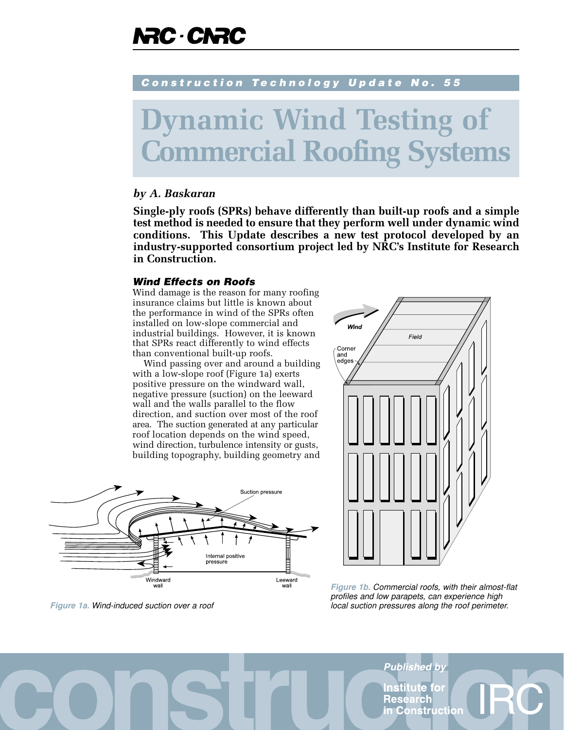# Dynamic Wind Testing of Commercial Roofing Systems

*by A. Baskaran*

**Single-ply roofs (SPRs) behave differently than built-up roofs and a simple test method is needed to ensure that they perform well under dynamic wind conditions. This Update describes a new test protocol developed by an industry-supported consortium project led by NRC's Institute for Research in Construction.**

### *Wind Effects on Roofs*

Wind damage is the reason for many roofing insurance claims but little is known about the performance in wind of the SPRs often installed on low-slope commercial and industrial buildings. However, it is known that SPRs react differently to wind effects than conventional built-up roofs.

Wind passing over and around a building with a low-slope roof (Figure 1a) exerts positive pressure on the windward wall, negative pressure (suction) on the leeward wall and the walls parallel to the flow direction, and suction over most of the roof area. The suction generated at any particular roof location depends on the wind speed, wind direction, turbulence intensity or gusts, building topography, building geometry and

*Figure 1a. Wind-induced suction over a roof*

*Figure 1b. Commercial roofs, with their almost-flat profiles and low parapets, can experience high local suction pressures along the roof perimeter.*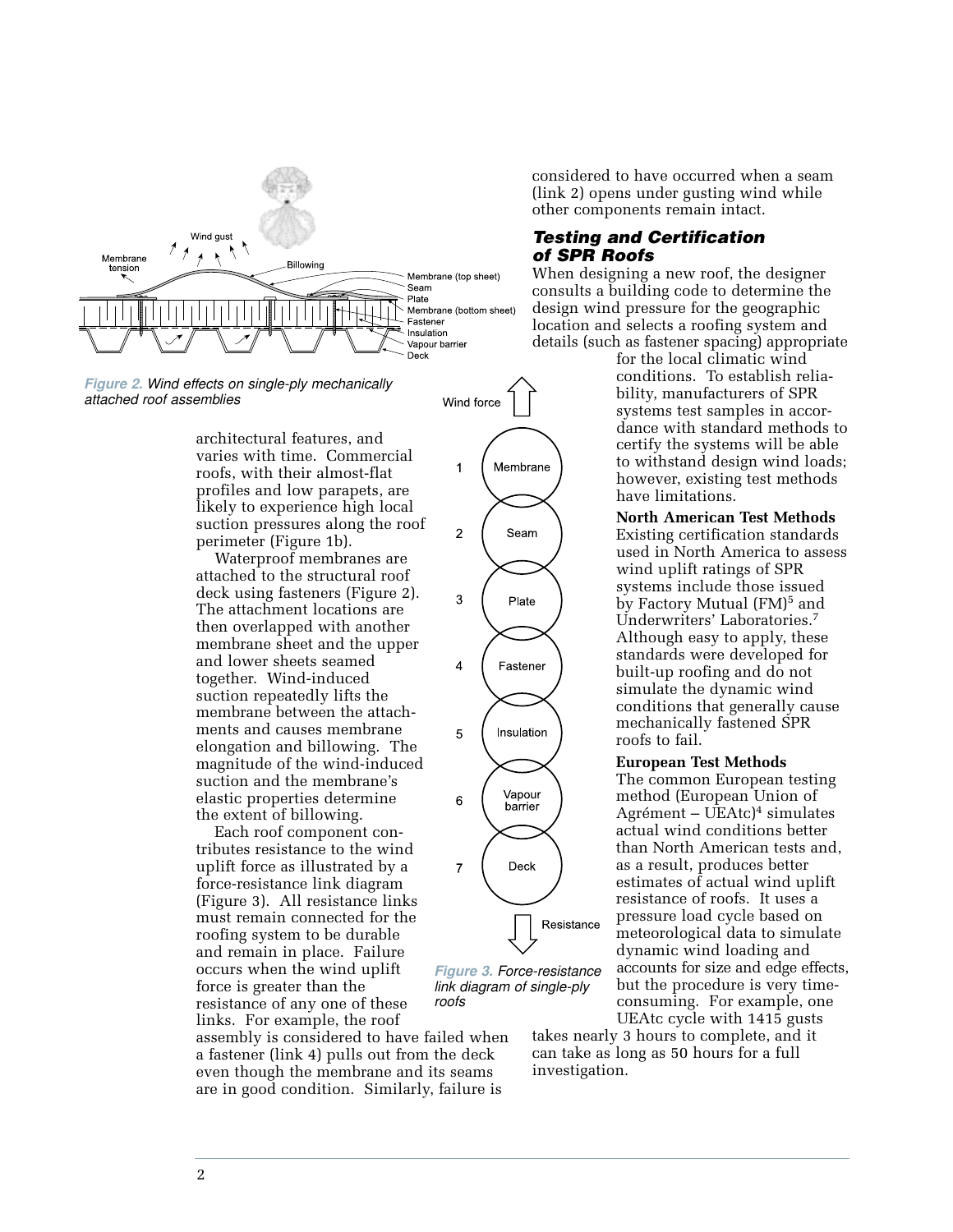Figure 2. Wind effects on single-ply mechanically attached roof assemblies

architectural features, and varies with time. Commercial roofs, with their almost-flat profiles and low parapets, are likely to experience high local suction pressures along the roof perimeter (Figure 1b).

Waterproof membranes are attached to the structural roof deck using fasteners (Figure 2). The attachment locations are then overlapped with another membrane sheet and the upper and lower sheets seamed together. Wind-induced suction repeatedly lifts the membrane between the attachments and causes membrane elongation and billowing. The magnitude of the wind-induced suction and the membrane's elastic properties determine the extent of billowing.

Each roof component contributes resistance to the wind uplift force as illustrated by a force-resistance link diagram (Figure 3). All resistance links must remain connected for the roofing system to be durable and remain in place. Failure occurs when the wind uplift force is greater than the resistance of any one of these links. For example, the roof assembly is considered to have failed when a fastener (link 4) pulls out from the deck even though the membrane and its seams are in good condition. Similarly, failure is considered to have occurred when a seam (link 2) opens under gusting wind while other components remain intact.

Figure 3. Force-resistance link diagram of single-ply roofs

## Testing and Certification of SPR Roofs

When designing a new roof, the designer consults a building code to determine the design wind pressure for the geographic location and selects a roofing system and details (such as fastener spacing) appropriate for the local climatic wind conditions. To establish reliability, manufacturers of SPR systems test samples in accordance with standard methods to certify the systems will be able to withstand design wind loads; however, existing test methods have limitations.

**North American Test Methods**
Existing certification standards used in North America to assess wind uplift ratings of SPR systems include those issued by Factory Mutual (FM)[5] and Underwriters' Laboratories.[7] Although easy to apply, these standards were developed for built-up roofing and do not simulate the dynamic wind conditions that generally cause mechanically fastened SPR roofs to fail.

**European Test Methods**
The common European testing method (European Union of Agrément – UEAtc)[4] simulates actual wind conditions better than North American tests and, as a result, produces better estimates of actual wind uplift resistance of roofs. It uses a pressure load cycle based on meteorological data to simulate dynamic wind loading and accounts for size and edge effects, but the procedure is very time-consuming. For example, one UEAtc cycle with 1415 gusts takes nearly 3 hours to complete, and it can take as long as 50 hours for a full investigation.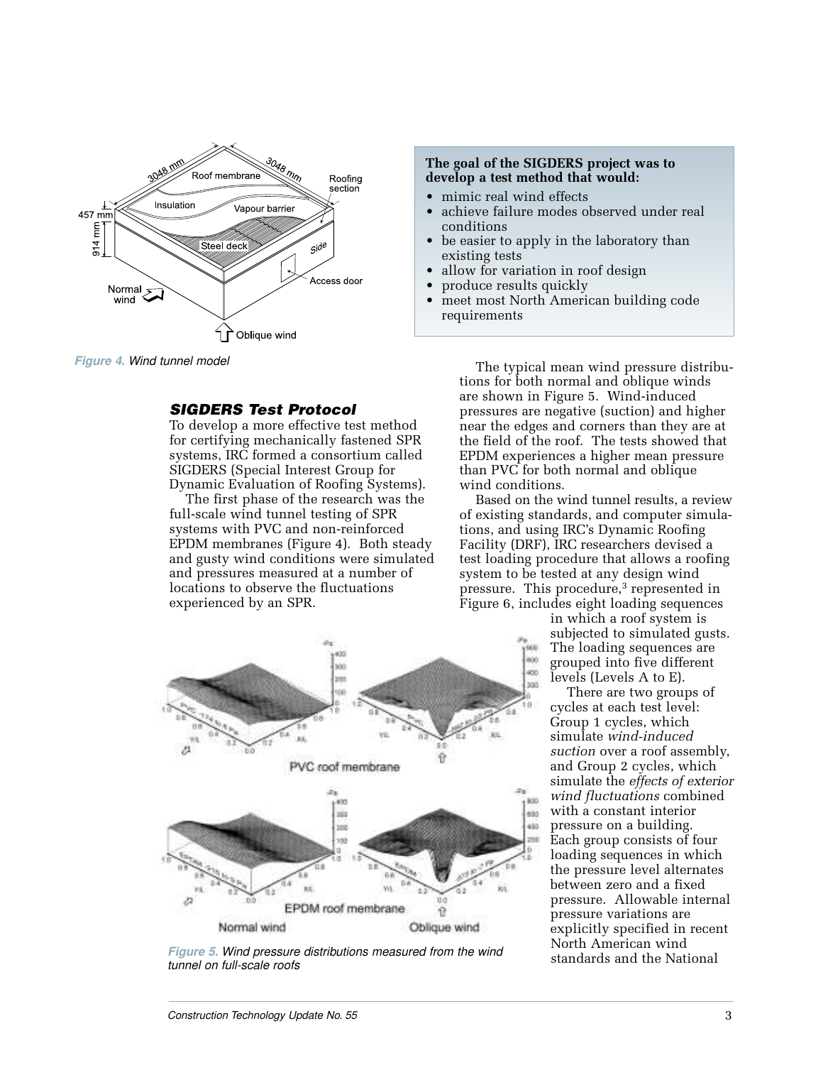Figure 4. Wind tunnel model

**The goal of the SIGDERS project was to develop a test method that would:**

- mimic real wind effects
- achieve failure modes observed under real conditions
- be easier to apply in the laboratory than existing tests
- allow for variation in roof design
- produce results quickly
- meet most North American building code requirements

## *SIGDERS Test Protocol*

To develop a more effective test method for certifying mechanically fastened SPR systems, IRC formed a consortium called SIGDERS (Special Interest Group for Dynamic Evaluation of Roofing Systems).

The first phase of the research was the full-scale wind tunnel testing of SPR systems with PVC and non-reinforced EPDM membranes (Figure 4). Both steady and gusty wind conditions were simulated and pressures measured at a number of locations to observe the fluctuations experienced by an SPR.

Figure 5. Wind pressure distributions measured from the wind tunnel on full-scale roofs

The typical mean wind pressure distributions for both normal and oblique winds are shown in Figure 5. Wind-induced pressures are negative (suction) and higher near the edges and corners than they are at the field of the roof. The tests showed that EPDM experiences a higher mean pressure than PVC for both normal and oblique wind conditions.

Based on the wind tunnel results, a review of existing standards, and computer simulations, and using IRC's Dynamic Roofing Facility (DRF), IRC researchers devised a test loading procedure that allows a roofing system to be tested at any design wind pressure. This procedure,[3] represented in Figure 6, includes eight loading sequences in which a roof system is subjected to simulated gusts. The loading sequences are grouped into five different levels (Levels A to E).

There are two groups of cycles at each test level: Group 1 cycles, which simulate *wind-induced suction* over a roof assembly, and Group 2 cycles, which simulate the *effects of exterior wind fluctuations* combined with a constant interior pressure on a building. Each group consists of four loading sequences in which the pressure level alternates between zero and a fixed pressure. Allowable internal pressure variations are explicitly specified in recent North American wind standards and the National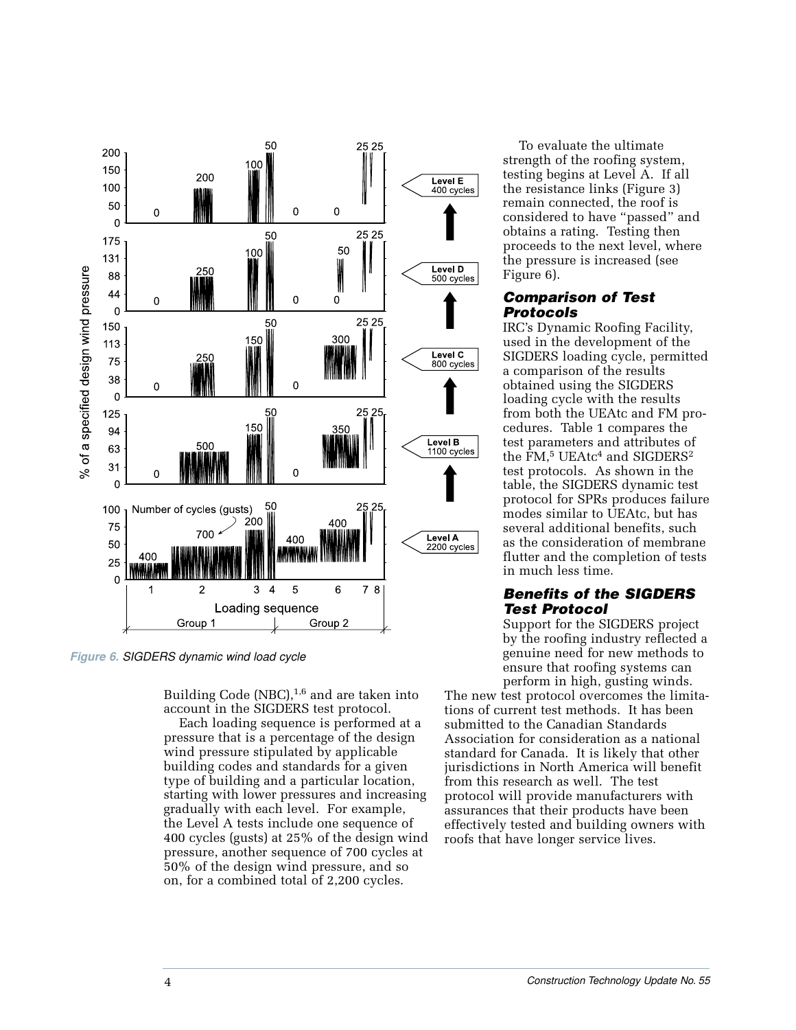Figure 6. SIGDERS dynamic wind load cycle

Building Code (NBC),[1,6] and are taken into account in the SIGDERS test protocol.

Each loading sequence is performed at a pressure that is a percentage of the design wind pressure stipulated by applicable building codes and standards for a given type of building and a particular location, starting with lower pressures and increasing gradually with each level. For example, the Level A tests include one sequence of 400 cycles (gusts) at 25% of the design wind pressure, another sequence of 700 cycles at 50% of the design wind pressure, and so on, for a combined total of 2,200 cycles.

To evaluate the ultimate strength of the roofing system, testing begins at Level A. If all the resistance links (Figure 3) remain connected, the roof is considered to have "passed" and obtains a rating. Testing then proceeds to the next level, where the pressure is increased (see Figure 6).

## *Comparison of Test Protocols*

IRC's Dynamic Roofing Facility, used in the development of the SIGDERS loading cycle, permitted a comparison of the results obtained using the SIGDERS loading cycle with the results from both the UEAtc and FM procedures. Table 1 compares the test parameters and attributes of the FM,[5] UEAtc[4] and SIGDERS[2] test protocols. As shown in the table, the SIGDERS dynamic test protocol for SPRs produces failure modes similar to UEAtc, but has several additional benefits, such as the consideration of membrane flutter and the completion of tests in much less time.

## *Benefits of the SIGDERS Test Protocol*

Support for the SIGDERS project by the roofing industry reflected a genuine need for new methods to ensure that roofing systems can perform in high, gusting winds. The new test protocol overcomes the limitations of current test methods. It has been submitted to the Canadian Standards Association for consideration as a national standard for Canada. It is likely that other jurisdictions in North America will benefit from this research as well. The test protocol will provide manufacturers with assurances that their products have been effectively tested and building owners with roofs that have longer service lives.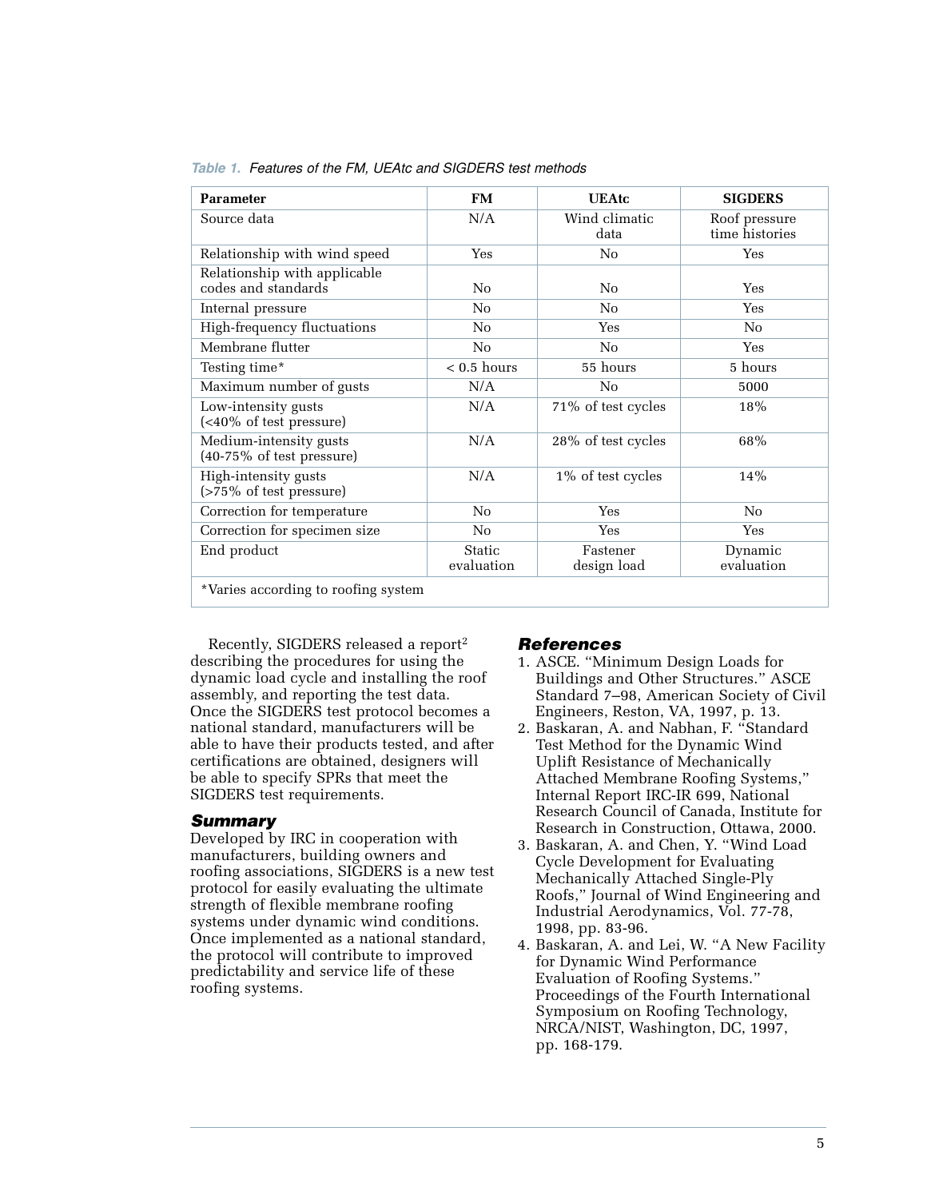*Table 1. Features of the FM, UEAtc and SIGDERS test methods*

| Parameter | FM | UEAtc | SIGDERS |
|---|---|---|---|
| Source data | N/A | Wind climatic data | Roof pressure time histories |
| Relationship with wind speed | Yes | No | Yes |
| Relationship with applicable codes and standards | No | No | Yes |
| Internal pressure | No | No | Yes |
| High-frequency fluctuations | No | Yes | No |
| Membrane flutter | No | No | Yes |
| Testing time* | < 0.5 hours | 55 hours | 5 hours |
| Maximum number of gusts | N/A | No | 5000 |
| Low-intensity gusts (<40% of test pressure) | N/A | 71% of test cycles | 18% |
| Medium-intensity gusts (40-75% of test pressure) | N/A | 28% of test cycles | 68% |
| High-intensity gusts (>75% of test pressure) | N/A | 1% of test cycles | 14% |
| Correction for temperature | No | Yes | No |
| Correction for specimen size | No | Yes | Yes |
| End product | Static evaluation | Fastener design load | Dynamic evaluation |

*Varies according to roofing system

Recently, SIGDERS released a report[2] describing the procedures for using the dynamic load cycle and installing the roof assembly, and reporting the test data. Once the SIGDERS test protocol becomes a national standard, manufacturers will be able to have their products tested, and after certifications are obtained, designers will be able to specify SPRs that meet the SIGDERS test requirements.

## Summary

Developed by IRC in cooperation with manufacturers, building owners and roofing associations, SIGDERS is a new test protocol for easily evaluating the ultimate strength of flexible membrane roofing systems under dynamic wind conditions. Once implemented as a national standard, the protocol will contribute to improved predictability and service life of these roofing systems.

## References

1. ASCE. "Minimum Design Loads for Buildings and Other Structures." ASCE Standard 7–98, American Society of Civil Engineers, Reston, VA, 1997, p. 13.
2. Baskaran, A. and Nabhan, F. "Standard Test Method for the Dynamic Wind Uplift Resistance of Mechanically Attached Membrane Roofing Systems," Internal Report IRC-IR 699, National Research Council of Canada, Institute for Research in Construction, Ottawa, 2000.
3. Baskaran, A. and Chen, Y. "Wind Load Cycle Development for Evaluating Mechanically Attached Single-Ply Roofs," Journal of Wind Engineering and Industrial Aerodynamics, Vol. 77-78, 1998, pp. 83-96.
4. Baskaran, A. and Lei, W. "A New Facility for Dynamic Wind Performance Evaluation of Roofing Systems." Proceedings of the Fourth International Symposium on Roofing Technology, NRCA/NIST, Washington, DC, 1997, pp. 168-179.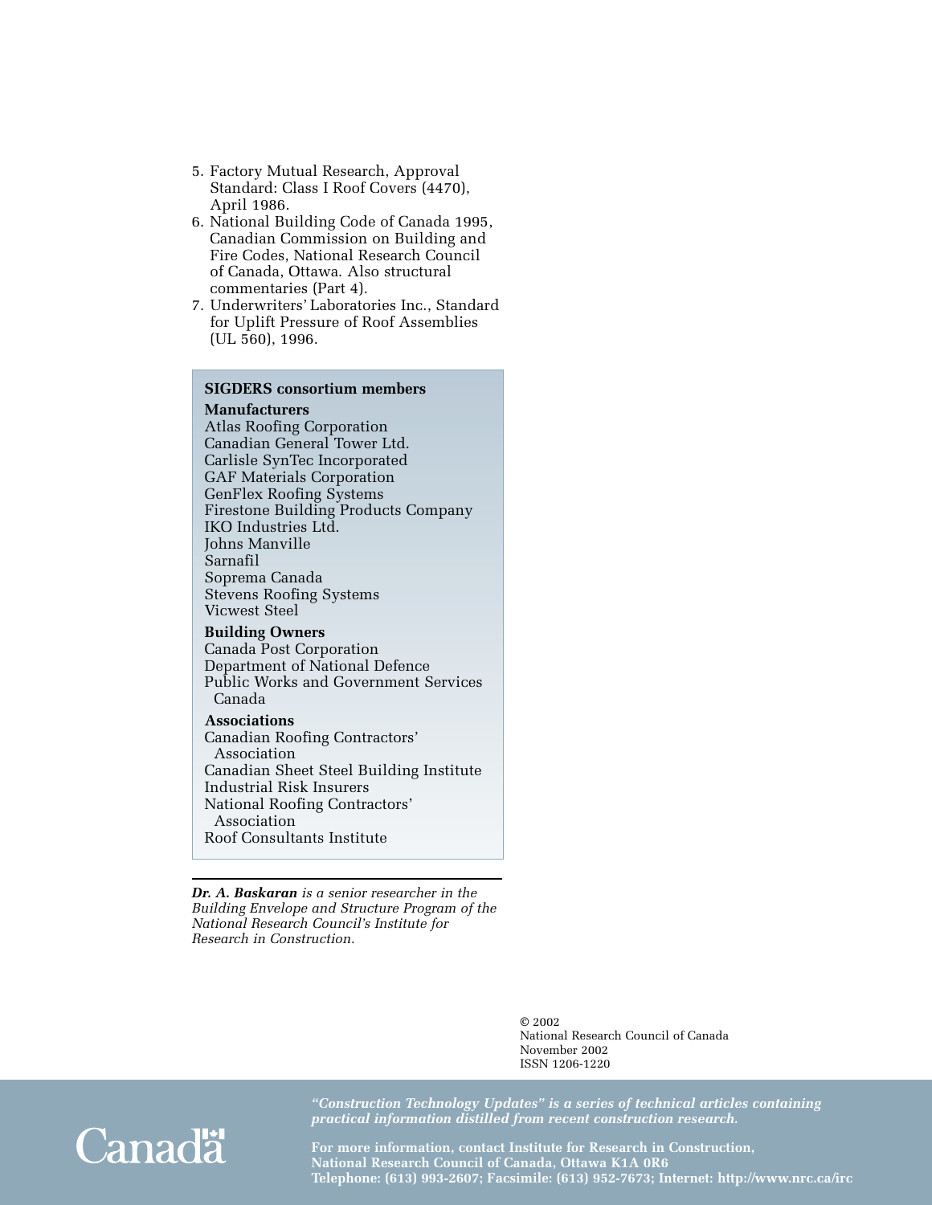5. Factory Mutual Research, Approval Standard: Class I Roof Covers (4470), April 1986.
6. National Building Code of Canada 1995, Canadian Commission on Building and Fire Codes, National Research Council of Canada, Ottawa. Also structural commentaries (Part 4).
7. Underwriters' Laboratories Inc., Standard for Uplift Pressure of Roof Assemblies (UL 560), 1996.

**SIGDERS consortium members**

**Manufacturers**

Atlas Roofing Corporation
Canadian General Tower Ltd.
Carlisle SynTec Incorporated
GAF Materials Corporation
GenFlex Roofing Systems
Firestone Building Products Company
IKO Industries Ltd.
Johns Manville
Sarnafil
Soprema Canada
Stevens Roofing Systems
Vicwest Steel

**Building Owners**

Canada Post Corporation
Department of National Defence
Public Works and Government Services Canada

**Associations**

Canadian Roofing Contractors' Association
Canadian Sheet Steel Building Institute
Industrial Risk Insurers
National Roofing Contractors' Association
Roof Consultants Institute

***Dr. A. Baskaran*** *is a senior researcher in the Building Envelope and Structure Program of the National Research Council's Institute for Research in Construction.*

© 2002
National Research Council of Canada
November 2002
ISSN 1206-1220

***"Construction Technology Updates" is a series of technical articles containing practical information distilled from recent construction research.***

**For more information, contact Institute for Research in Construction, National Research Council of Canada, Ottawa K1A 0R6**
**Telephone: (613) 993-2607; Facsimile: (613) 952-7673; Internet: http://www.nrc.ca/irc**

Canadä